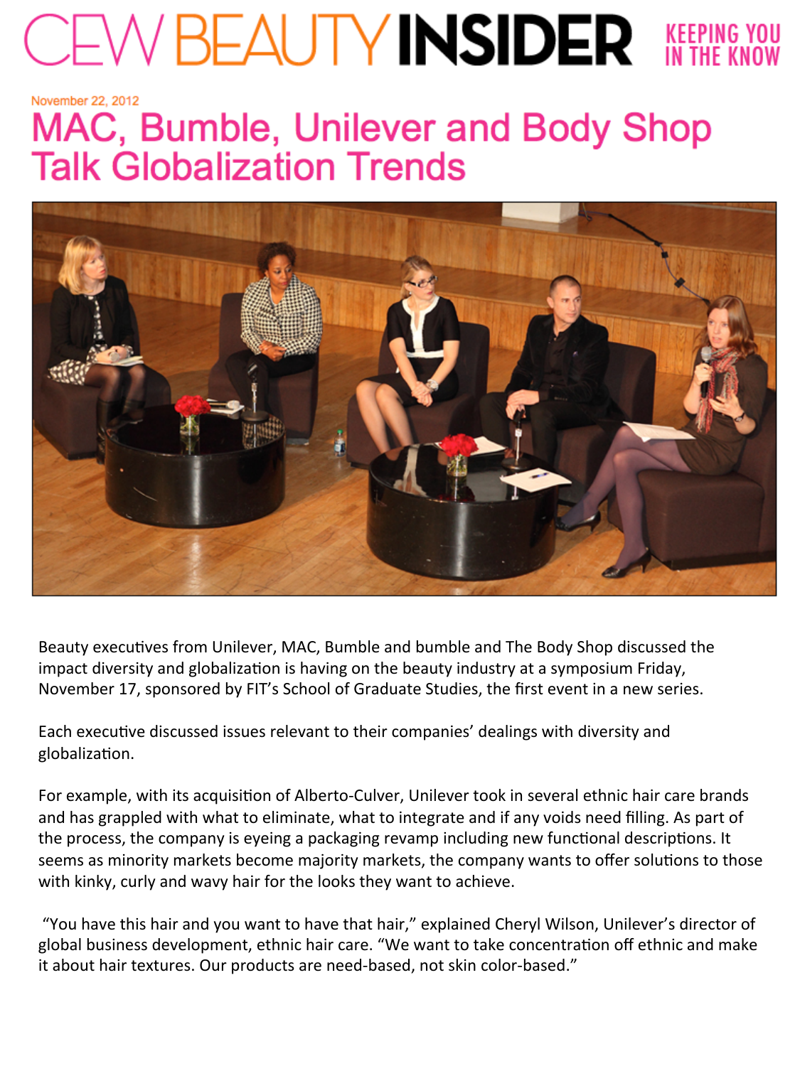# CEW BEAUTY INSIDER

KEEPING YOU IN THE KNOW

November 22, 2012

## MAC, Bumble, Unilever and Body Shop Talk Globalization Trends

Beauty executives from Unilever, MAC, Bumble and bumble and The Body Shop discussed the impact diversity and globalization is having on the beauty industry at a symposium Friday, November 17, sponsored by FIT's School of Graduate Studies, the first event in a new series.

Each executive discussed issues relevant to their companies' dealings with diversity and globalization.

For example, with its acquisition of Alberto-Culver, Unilever took in several ethnic hair care brands and has grappled with what to eliminate, what to integrate and if any voids need filling. As part of the process, the company is eyeing a packaging revamp including new functional descriptions. It seems as minority markets become majority markets, the company wants to offer solutions to those with kinky, curly and wavy hair for the looks they want to achieve.

"You have this hair and you want to have that hair," explained Cheryl Wilson, Unilever's director of global business development, ethnic hair care. "We want to take concentration off ethnic and make it about hair textures. Our products are need-based, not skin color-based."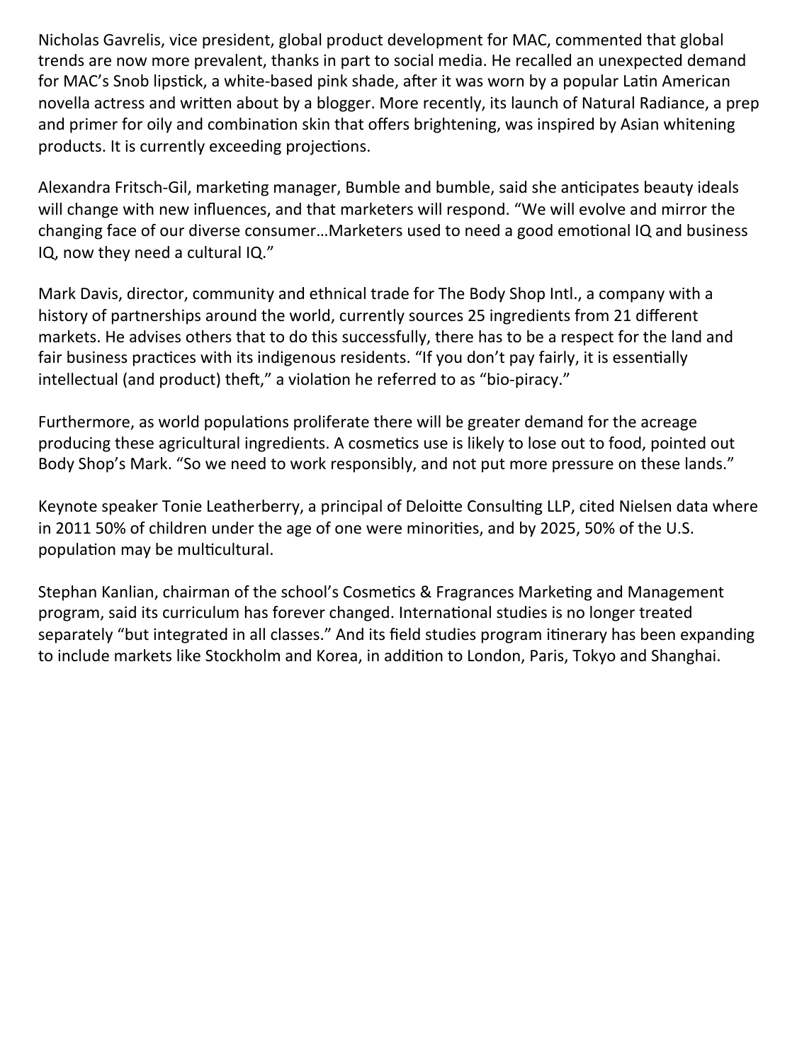Nicholas Gavrelis, vice president, global product development for MAC, commented that global trends are now more prevalent, thanks in part to social media. He recalled an unexpected demand for MAC's Snob lipstick, a white-based pink shade, after it was worn by a popular Latin American novella actress and written about by a blogger. More recently, its launch of Natural Radiance, a prep and primer for oily and combination skin that offers brightening, was inspired by Asian whitening products. It is currently exceeding projections.

Alexandra Fritsch-Gil, marketing manager, Bumble and bumble, said she anticipates beauty ideals will change with new influences, and that marketers will respond. "We will evolve and mirror the changing face of our diverse consumer…Marketers used to need a good emotional IQ and business IQ, now they need a cultural IQ."

Mark Davis, director, community and ethnical trade for The Body Shop Intl., a company with a history of partnerships around the world, currently sources 25 ingredients from 21 different markets. He advises others that to do this successfully, there has to be a respect for the land and fair business practices with its indigenous residents. "If you don't pay fairly, it is essentially intellectual (and product) theft," a violation he referred to as "bio-piracy."

Furthermore, as world populations proliferate there will be greater demand for the acreage producing these agricultural ingredients. A cosmetics use is likely to lose out to food, pointed out Body Shop's Mark. "So we need to work responsibly, and not put more pressure on these lands."

Keynote speaker Tonie Leatherberry, a principal of Deloitte Consulting LLP, cited Nielsen data where in 2011 50% of children under the age of one were minorities, and by 2025, 50% of the U.S. population may be multicultural.

Stephan Kanlian, chairman of the school's Cosmetics & Fragrances Marketing and Management program, said its curriculum has forever changed. International studies is no longer treated separately "but integrated in all classes." And its field studies program itinerary has been expanding to include markets like Stockholm and Korea, in addition to London, Paris, Tokyo and Shanghai.